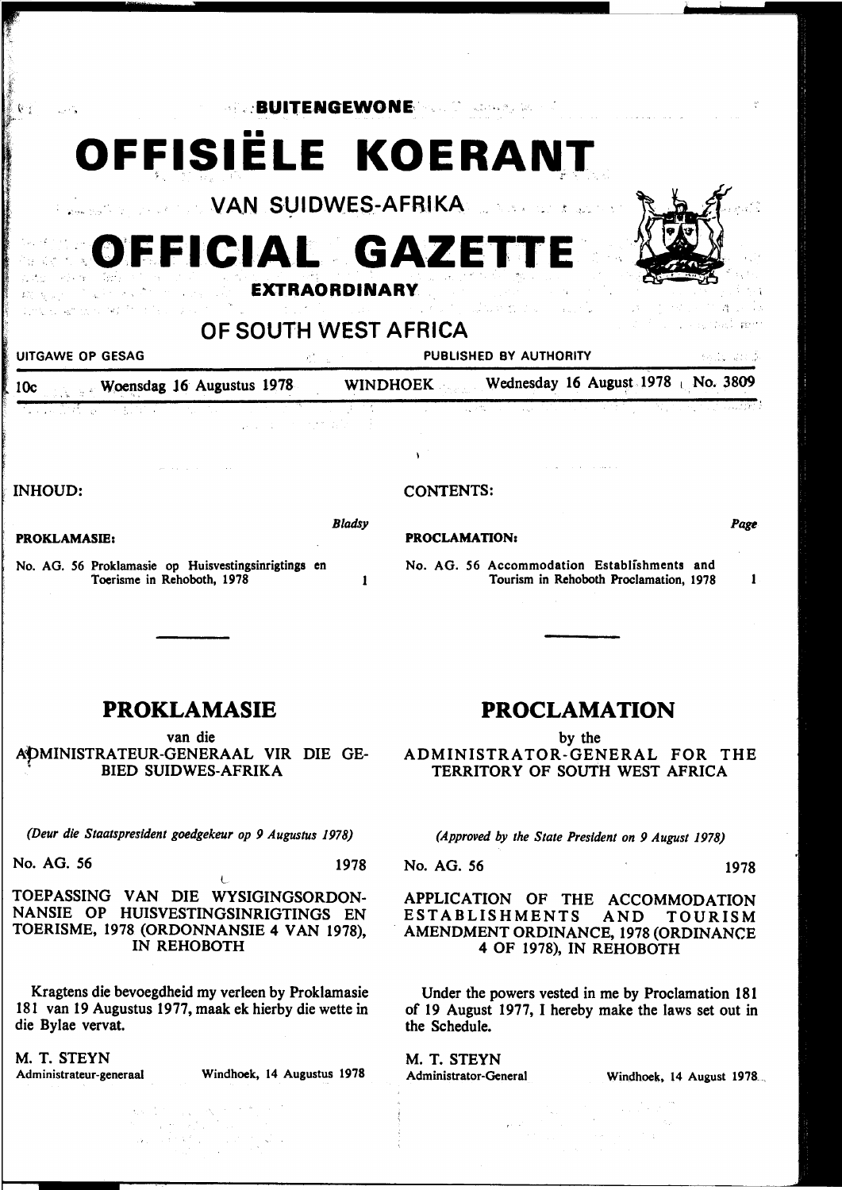**BUITENGEWONE**

# OFFISIËLE KOERANT

## VAN SUIDWES-AFRIKA

# OFFICIAL GAZETTE

**EXTRAORDINARY**

## OF SOUTH WEST AFRICA

UITGAWE OP GESAG — PUBLISHED BY AUTHORITY

10c — Woensdag 16 Augustus 1978 — WINDHOEK — Wednesday 16 August 1978 — No. 3809

INHOUD:

**PROKLAMASIE:** *Bladsy*

No. AG. 56 Proklamasie op Huisvestingsinrigtings en Toerisme in Rehoboth, 1978 — 1

CONTENTS:

**PROCLAMATION:** *Page*

No. AG. 56 Accommodation Establishments and Tourism in Rehoboth Proclamation, 1978 — 1

## PROKLAMASIE

van die

ADMINISTRATEUR-GENERAAL VIR DIE GEBIED SUIDWES-AFRIKA

*(Deur die Staatspresident goedgekeur op 9 Augustus 1978)*

No. AG. 56 — 1978

TOEPASSING VAN DIE WYSIGINGSORDONNANSIE OP HUISVESTINGSINRIGTINGS EN TOERISME, 1978 (ORDONNANSIE 4 VAN 1978), IN REHOBOTH

Kragtens die bevoegdheid my verleen by Proklamasie 181 van 19 Augustus 1977, maak ek hierby die wette in die Bylae vervat.

M. T. STEYN
Administrateur-generaal — Windhoek, 14 Augustus 1978

## PROCLAMATION

by the

ADMINISTRATOR-GENERAL FOR THE TERRITORY OF SOUTH WEST AFRICA

*(Approved by the State President on 9 August 1978)*

No. AG. 56 — 1978

APPLICATION OF THE ACCOMMODATION ESTABLISHMENTS AND TOURISM AMENDMENT ORDINANCE, 1978 (ORDINANCE 4 OF 1978), IN REHOBOTH

Under the powers vested in me by Proclamation 181 of 19 August 1977, I hereby make the laws set out in the Schedule.

M. T. STEYN
Administrator-General — Windhoek, 14 August 1978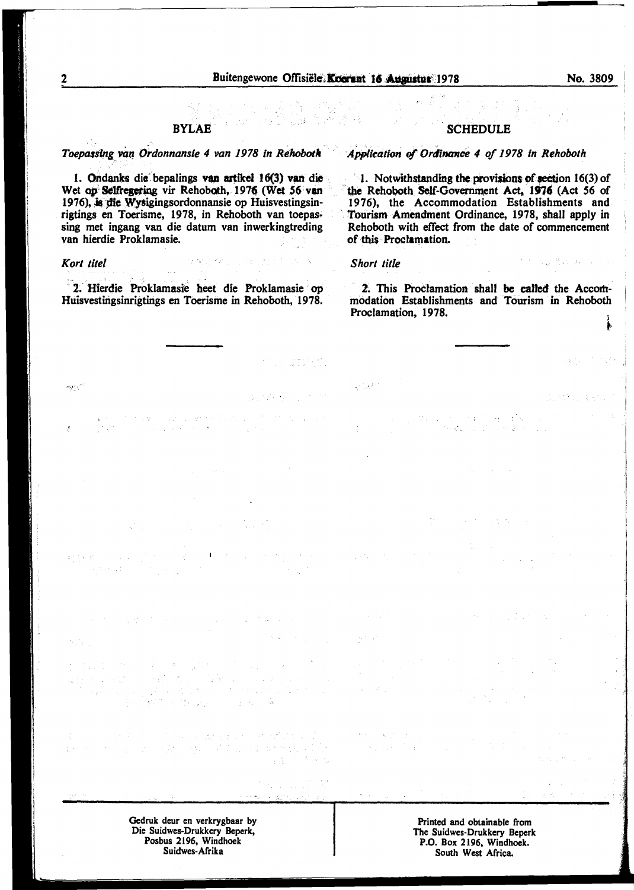## BYLAE

*Toepassing van Ordonnansie 4 van 1978 in Rehoboth*

1. Ondanks die bepalings van artikel 16(3) van die Wet op Selfregering vir Rehoboth, 1976 (Wet 56 van 1976), is die Wysigingsordonnansie op Huisvestingsinrigtings en Toerisme, 1978, in Rehoboth van toepassing met ingang van die datum van inwerkingtreding van hierdie Proklamasie.

*Kort titel*

2. Hierdie Proklamasie heet die Proklamasie op Huisvestingsinrigtings en Toerisme in Rehoboth, 1978.

## SCHEDULE

*Application of Ordinance 4 of 1978 in Rehoboth*

1. Notwithstanding the provisions of section 16(3) of the Rehoboth Self-Government Act, 1976 (Act 56 of 1976), the Accommodation Establishments and Tourism Amendment Ordinance, 1978, shall apply in Rehoboth with effect from the date of commencement of this Proclamation.

*Short title*

2. This Proclamation shall be called the Accommodation Establishments and Tourism in Rehoboth Proclamation, 1978.

---

Gedruk deur en verkrygbaar by
Die Suidwes-Drukkery Beperk,
Posbus 2196, Windhoek
Suidwes-Afrika

Printed and obtainable from
The Suidwes-Drukkery Beperk
P.O. Box 2196, Windhoek.
South West Africa.